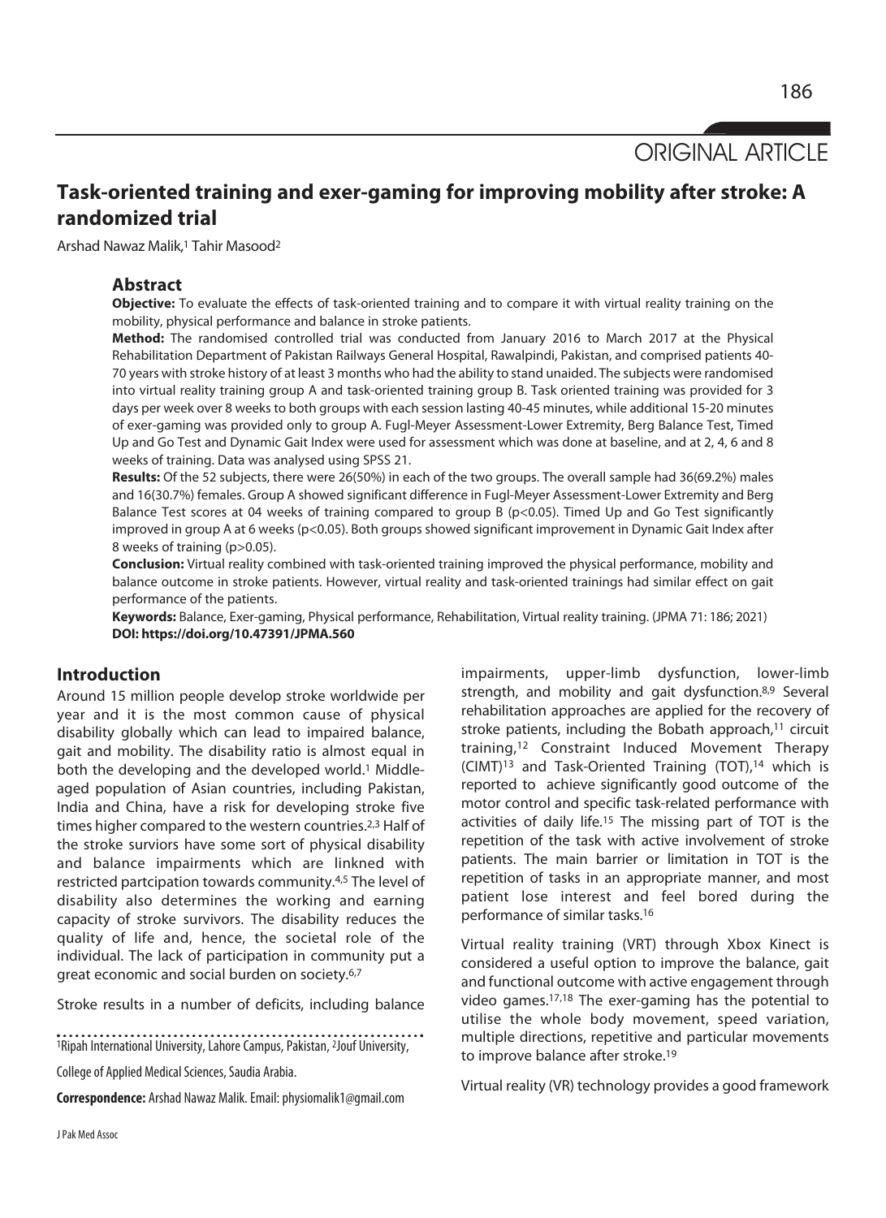ORIGINAL ARTICLE

# Task-oriented training and exer-gaming for improving mobility after stroke: A randomized trial

Arshad Nawaz Malik,[1] Tahir Masood[2]

## Abstract

**Objective:** To evaluate the effects of task-oriented training and to compare it with virtual reality training on the mobility, physical performance and balance in stroke patients.

**Method:** The randomised controlled trial was conducted from January 2016 to March 2017 at the Physical Rehabilitation Department of Pakistan Railways General Hospital, Rawalpindi, Pakistan, and comprised patients 40-70 years with stroke history of at least 3 months who had the ability to stand unaided. The subjects were randomised into virtual reality training group A and task-oriented training group B. Task oriented training was provided for 3 days per week over 8 weeks to both groups with each session lasting 40-45 minutes, while additional 15-20 minutes of exer-gaming was provided only to group A. Fugl-Meyer Assessment-Lower Extremity, Berg Balance Test, Timed Up and Go Test and Dynamic Gait Index were used for assessment which was done at baseline, and at 2, 4, 6 and 8 weeks of training. Data was analysed using SPSS 21.

**Results:** Of the 52 subjects, there were 26(50%) in each of the two groups. The overall sample had 36(69.2%) males and 16(30.7%) females. Group A showed significant difference in Fugl-Meyer Assessment-Lower Extremity and Berg Balance Test scores at 04 weeks of training compared to group B ($p<0.05$). Timed Up and Go Test significantly improved in group A at 6 weeks ($p<0.05$). Both groups showed significant improvement in Dynamic Gait Index after 8 weeks of training ($p>0.05$).

**Conclusion:** Virtual reality combined with task-oriented training improved the physical performance, mobility and balance outcome in stroke patients. However, virtual reality and task-oriented trainings had similar effect on gait performance of the patients.

**Keywords:** Balance, Exer-gaming, Physical performance, Rehabilitation, Virtual reality training. (JPMA 71: 186; 2021)

**DOI: https://doi.org/10.47391/JPMA.560**

## Introduction

Around 15 million people develop stroke worldwide per year and it is the most common cause of physical disability globally which can lead to impaired balance, gait and mobility. The disability ratio is almost equal in both the developing and the developed world.[1] Middle-aged population of Asian countries, including Pakistan, India and China, have a risk for developing stroke five times higher compared to the western countries.[2,3] Half of the stroke surviors have some sort of physical disability and balance impairments which are linkned with restricted partcipation towards community.[4,5] The level of disability also determines the working and earning capacity of stroke survivors. The disability reduces the quality of life and, hence, the societal role of the individual. The lack of participation in community put a great economic and social burden on society.[6,7]

Stroke results in a number of deficits, including balance impairments, upper-limb dysfunction, lower-limb strength, and mobility and gait dysfunction.[8,9] Several rehabilitation approaches are applied for the recovery of stroke patients, including the Bobath approach,[11] circuit training,[12] Constraint Induced Movement Therapy (CIMT)[13] and Task-Oriented Training (TOT),[14] which is reported to achieve significantly good outcome of the motor control and specific task-related performance with activities of daily life.[15] The missing part of TOT is the repetition of the task with active involvement of stroke patients. The main barrier or limitation in TOT is the repetition of tasks in an appropriate manner, and most patient lose interest and feel bored during the performance of similar tasks.[16]

Virtual reality training (VRT) through Xbox Kinect is considered a useful option to improve the balance, gait and functional outcome with active engagement through video games.[17,18] The exer-gaming has the potential to utilise the whole body movement, speed variation, multiple directions, repetitive and particular movements to improve balance after stroke.[19]

Virtual reality (VR) technology provides a good framework

[1]Ripah International University, Lahore Campus, Pakistan, [2]Jouf University, College of Applied Medical Sciences, Saudia Arabia.

**Correspondence:** Arshad Nawaz Malik. Email: physiomalik1@gmail.com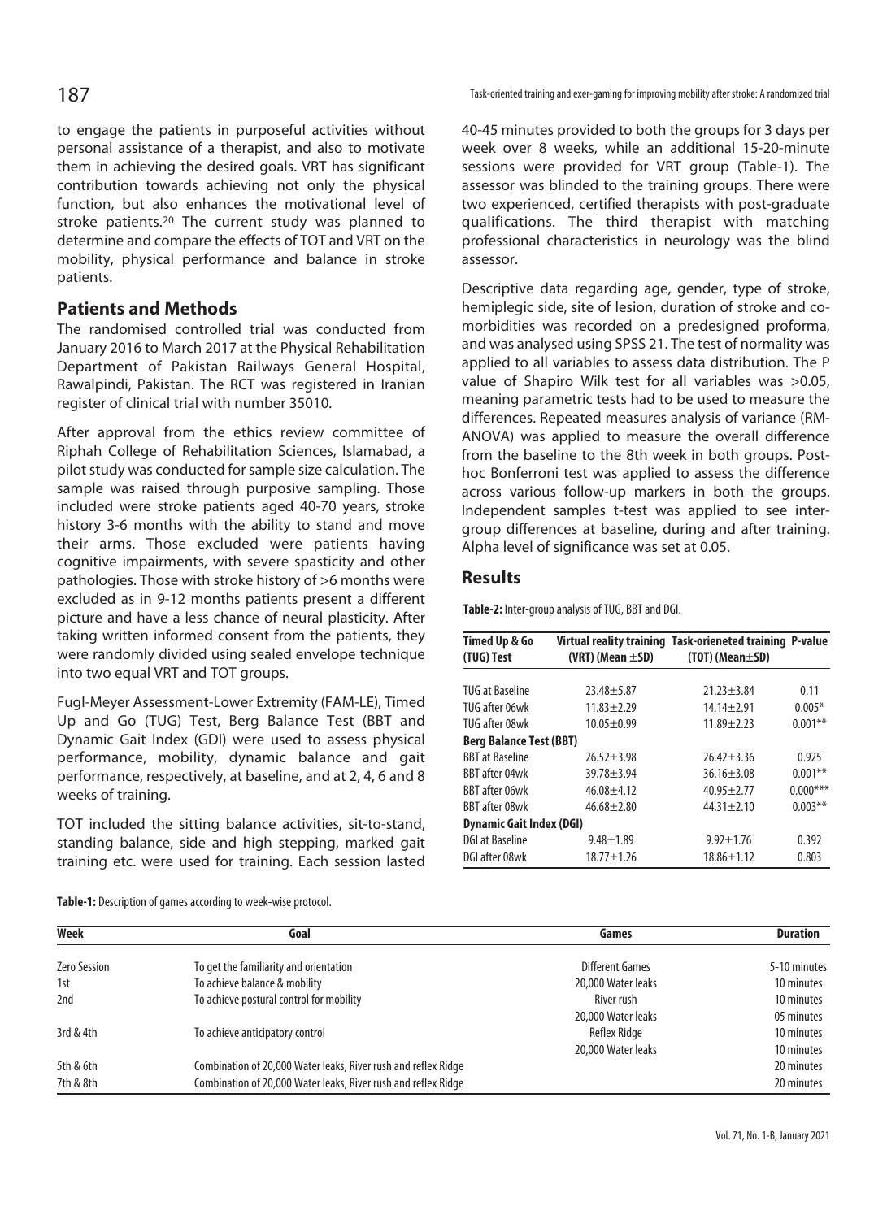to engage the patients in purposeful activities without personal assistance of a therapist, and also to motivate them in achieving the desired goals. VRT has significant contribution towards achieving not only the physical function, but also enhances the motivational level of stroke patients.[20] The current study was planned to determine and compare the effects of TOT and VRT on the mobility, physical performance and balance in stroke patients.

## Patients and Methods

The randomised controlled trial was conducted from January 2016 to March 2017 at the Physical Rehabilitation Department of Pakistan Railways General Hospital, Rawalpindi, Pakistan. The RCT was registered in Iranian register of clinical trial with number 35010.

After approval from the ethics review committee of Riphah College of Rehabilitation Sciences, Islamabad, a pilot study was conducted for sample size calculation. The sample was raised through purposive sampling. Those included were stroke patients aged 40-70 years, stroke history 3-6 months with the ability to stand and move their arms. Those excluded were patients having cognitive impairments, with severe spasticity and other pathologies. Those with stroke history of >6 months were excluded as in 9-12 months patients present a different picture and have a less chance of neural plasticity. After taking written informed consent from the patients, they were randomly divided using sealed envelope technique into two equal VRT and TOT groups.

Fugl-Meyer Assessment-Lower Extremity (FAM-LE), Timed Up and Go (TUG) Test, Berg Balance Test (BBT and Dynamic Gait Index (GDI) were used to assess physical performance, mobility, dynamic balance and gait performance, respectively, at baseline, and at 2, 4, 6 and 8 weeks of training.

TOT included the sitting balance activities, sit-to-stand, standing balance, side and high stepping, marked gait training etc. were used for training. Each session lasted 40-45 minutes provided to both the groups for 3 days per week over 8 weeks, while an additional 15-20-minute sessions were provided for VRT group (Table-1). The assessor was blinded to the training groups. There were two experienced, certified therapists with post-graduate qualifications. The third therapist with matching professional characteristics in neurology was the blind assessor.

Descriptive data regarding age, gender, type of stroke, hemiplegic side, site of lesion, duration of stroke and co-morbidities was recorded on a predesigned proforma, and was analysed using SPSS 21. The test of normality was applied to all variables to assess data distribution. The P value of Shapiro Wilk test for all variables was >0.05, meaning parametric tests had to be used to measure the differences. Repeated measures analysis of variance (RM-ANOVA) was applied to measure the overall difference from the baseline to the 8th week in both groups. Post-hoc Bonferroni test was applied to assess the difference across various follow-up markers in both the groups. Independent samples t-test was applied to see inter-group differences at baseline, during and after training. Alpha level of significance was set at 0.05.

## Results

**Table-2:** Inter-group analysis of TUG, BBT and DGI.

| Timed Up & Go (TUG) Test | Virtual reality training (VRT) (Mean ±SD) | Task-orieneted training (TOT) (Mean±SD) | P-value |
|---|---|---|---|
| TUG at Baseline | 23.48±5.87 | 21.23±3.84 | 0.11 |
| TUG after 06wk | 11.83±2.29 | 14.14±2.91 | 0.005* |
| TUG after 08wk | 10.05±0.99 | 11.89±2.23 | 0.001** |
| **Berg Balance Test (BBT)** | | | |
| BBT at Baseline | 26.52±3.98 | 26.42±3.36 | 0.925 |
| BBT after 04wk | 39.78±3.94 | 36.16±3.08 | 0.001** |
| BBT after 06wk | 46.08±4.12 | 40.95±2.77 | 0.000*** |
| BBT after 08wk | 46.68±2.80 | 44.31±2.10 | 0.003** |
| **Dynamic Gait Index (DGI)** | | | |
| DGI at Baseline | 9.48±1.89 | 9.92±1.76 | 0.392 |
| DGI after 08wk | 18.77±1.26 | 18.86±1.12 | 0.803 |

**Table-1:** Description of games according to week-wise protocol.

| Week | Goal | Games | Duration |
|---|---|---|---|
| Zero Session | To get the familiarity and orientation | Different Games | 5-10 minutes |
| 1st | To achieve balance & mobility | 20,000 Water leaks | 10 minutes |
| 2nd | To achieve postural control for mobility | River rush | 10 minutes |
| | | 20,000 Water leaks | 05 minutes |
| 3rd & 4th | To achieve anticipatory control | Reflex Ridge | 10 minutes |
| | | 20,000 Water leaks | 10 minutes |
| 5th & 6th | Combination of 20,000 Water leaks, River rush and reflex Ridge | | 20 minutes |
| 7th & 8th | Combination of 20,000 Water leaks, River rush and reflex Ridge | | 20 minutes |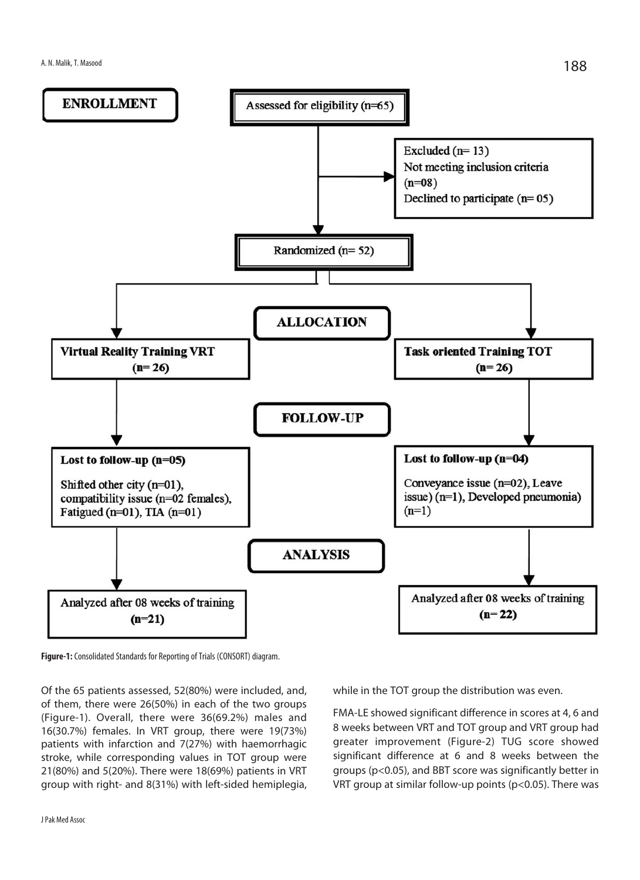ENROLLMENT

Assessed for eligibility (n=65)

Excluded (n= 13)
Not meeting inclusion criteria (n=08)
Declined to participate (n= 05)

Randomized (n= 52)

ALLOCATION

Virtual Reality Training VRT (n= 26)

Task oriented Training TOT (n= 26)

FOLLOW-UP

Lost to follow-up (n=05)
Shifted other city (n=01), compatibility issue (n=02 females), Fatigued (n=01), TIA (n=01)

Lost to follow-up (n=04)
Conveyance issue (n=02), Leave issue) (n=1), Developed pneumonia) (n=1)

ANALYSIS

Analyzed after 08 weeks of training (n=21)

Analyzed after 08 weeks of training (n= 22)

**Figure-1:** Consolidated Standards for Reporting of Trials (CONSORT) diagram.

Of the 65 patients assessed, 52(80%) were included, and, of them, there were 26(50%) in each of the two groups (Figure-1). Overall, there were 36(69.2%) males and 16(30.7%) females. In VRT group, there were 19(73%) patients with infarction and 7(27%) with haemorrhagic stroke, while corresponding values in TOT group were 21(80%) and 5(20%). There were 18(69%) patients in VRT group with right- and 8(31%) with left-sided hemiplegia, while in the TOT group the distribution was even.

FMA-LE showed significant difference in scores at 4, 6 and 8 weeks between VRT and TOT group and VRT group had greater improvement (Figure-2) TUG score showed significant difference at 6 and 8 weeks between the groups ($p<0.05$), and BBT score was significantly better in VRT group at similar follow-up points ($p<0.05$). There was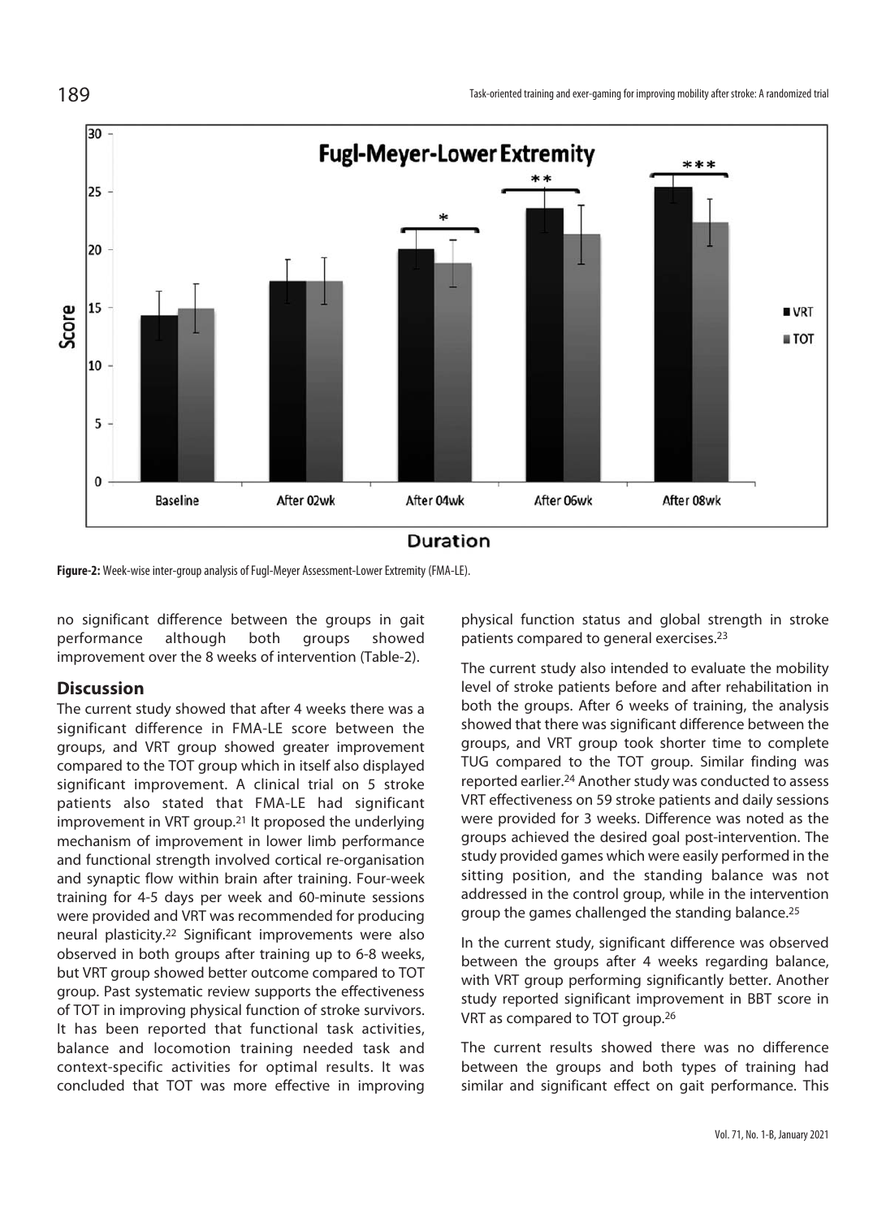**Figure-2:** Week-wise inter-group analysis of Fugl-Meyer Assessment-Lower Extremity (FMA-LE).

no significant difference between the groups in gait performance although both groups showed improvement over the 8 weeks of intervention (Table-2).

## Discussion

The current study showed that after 4 weeks there was a significant difference in FMA-LE score between the groups, and VRT group showed greater improvement compared to the TOT group which in itself also displayed significant improvement. A clinical trial on 5 stroke patients also stated that FMA-LE had significant improvement in VRT group.[21] It proposed the underlying mechanism of improvement in lower limb performance and functional strength involved cortical re-organisation and synaptic flow within brain after training. Four-week training for 4-5 days per week and 60-minute sessions were provided and VRT was recommended for producing neural plasticity.[22] Significant improvements were also observed in both groups after training up to 6-8 weeks, but VRT group showed better outcome compared to TOT group. Past systematic review supports the effectiveness of TOT in improving physical function of stroke survivors. It has been reported that functional task activities, balance and locomotion training needed task and context-specific activities for optimal results. It was concluded that TOT was more effective in improving physical function status and global strength in stroke patients compared to general exercises.[23]

The current study also intended to evaluate the mobility level of stroke patients before and after rehabilitation in both the groups. After 6 weeks of training, the analysis showed that there was significant difference between the groups, and VRT group took shorter time to complete TUG compared to the TOT group. Similar finding was reported earlier.[24] Another study was conducted to assess VRT effectiveness on 59 stroke patients and daily sessions were provided for 3 weeks. Difference was noted as the groups achieved the desired goal post-intervention. The study provided games which were easily performed in the sitting position, and the standing balance was not addressed in the control group, while in the intervention group the games challenged the standing balance.[25]

In the current study, significant difference was observed between the groups after 4 weeks regarding balance, with VRT group performing significantly better. Another study reported significant improvement in BBT score in VRT as compared to TOT group.[26]

The current results showed there was no difference between the groups and both types of training had similar and significant effect on gait performance. This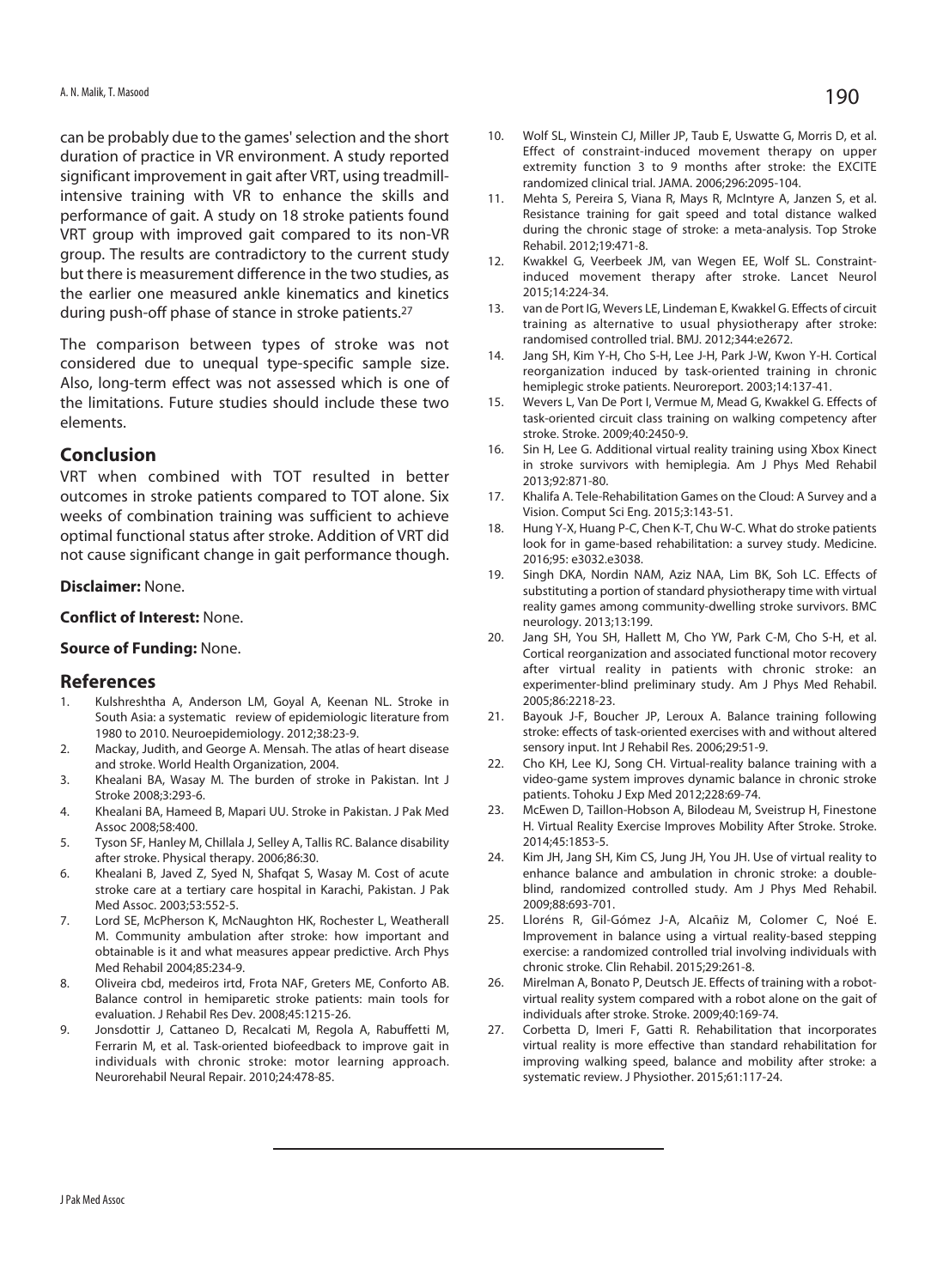can be probably due to the games' selection and the short duration of practice in VR environment. A study reported significant improvement in gait after VRT, using treadmill-intensive training with VR to enhance the skills and performance of gait. A study on 18 stroke patients found VRT group with improved gait compared to its non-VR group. The results are contradictory to the current study but there is measurement difference in the two studies, as the earlier one measured ankle kinematics and kinetics during push-off phase of stance in stroke patients.[27]

The comparison between types of stroke was not considered due to unequal type-specific sample size. Also, long-term effect was not assessed which is one of the limitations. Future studies should include these two elements.

## Conclusion

VRT when combined with TOT resulted in better outcomes in stroke patients compared to TOT alone. Six weeks of combination training was sufficient to achieve optimal functional status after stroke. Addition of VRT did not cause significant change in gait performance though.

**Disclaimer:** None.

**Conflict of Interest:** None.

**Source of Funding:** None.

## References

1. Kulshreshtha A, Anderson LM, Goyal A, Keenan NL. Stroke in South Asia: a systematic review of epidemiologic literature from 1980 to 2010. Neuroepidemiology. 2012;38:23-9.
2. Mackay, Judith, and George A. Mensah. The atlas of heart disease and stroke. World Health Organization, 2004.
3. Khealani BA, Wasay M. The burden of stroke in Pakistan. Int J Stroke 2008;3:293-6.
4. Khealani BA, Hameed B, Mapari UU. Stroke in Pakistan. J Pak Med Assoc 2008;58:400.
5. Tyson SF, Hanley M, Chillala J, Selley A, Tallis RC. Balance disability after stroke. Physical therapy. 2006;86:30.
6. Khealani B, Javed Z, Syed N, Shafqat S, Wasay M. Cost of acute stroke care at a tertiary care hospital in Karachi, Pakistan. J Pak Med Assoc. 2003;53:552-5.
7. Lord SE, McPherson K, McNaughton HK, Rochester L, Weatherall M. Community ambulation after stroke: how important and obtainable is it and what measures appear predictive. Arch Phys Med Rehabil 2004;85:234-9.
8. Oliveira cbd, medeiros irtd, Frota NAF, Greters ME, Conforto AB. Balance control in hemiparetic stroke patients: main tools for evaluation. J Rehabil Res Dev. 2008;45:1215-26.
9. Jonsdottir J, Cattaneo D, Recalcati M, Regola A, Rabuffetti M, Ferrarin M, et al. Task-oriented biofeedback to improve gait in individuals with chronic stroke: motor learning approach. Neurorehabil Neural Repair. 2010;24:478-85.
10. Wolf SL, Winstein CJ, Miller JP, Taub E, Uswatte G, Morris D, et al. Effect of constraint-induced movement therapy on upper extremity function 3 to 9 months after stroke: the EXCITE randomized clinical trial. JAMA. 2006;296:2095-104.
11. Mehta S, Pereira S, Viana R, Mays R, McIntyre A, Janzen S, et al. Resistance training for gait speed and total distance walked during the chronic stage of stroke: a meta-analysis. Top Stroke Rehabil. 2012;19:471-8.
12. Kwakkel G, Veerbeek JM, van Wegen EE, Wolf SL. Constraint-induced movement therapy after stroke. Lancet Neurol 2015;14:224-34.
13. van de Port IG, Wevers LE, Lindeman E, Kwakkel G. Effects of circuit training as alternative to usual physiotherapy after stroke: randomised controlled trial. BMJ. 2012;344:e2672.
14. Jang SH, Kim Y-H, Cho S-H, Lee J-H, Park J-W, Kwon Y-H. Cortical reorganization induced by task-oriented training in chronic hemiplegic stroke patients. Neuroreport. 2003;14:137-41.
15. Wevers L, Van De Port I, Vermue M, Mead G, Kwakkel G. Effects of task-oriented circuit class training on walking competency after stroke. Stroke. 2009;40:2450-9.
16. Sin H, Lee G. Additional virtual reality training using Xbox Kinect in stroke survivors with hemiplegia. Am J Phys Med Rehabil 2013;92:871-80.
17. Khalifa A. Tele-Rehabilitation Games on the Cloud: A Survey and a Vision. Comput Sci Eng. 2015;3:143-51.
18. Hung Y-X, Huang P-C, Chen K-T, Chu W-C. What do stroke patients look for in game-based rehabilitation: a survey study. Medicine. 2016;95: e3032.e3038.
19. Singh DKA, Nordin NAM, Aziz NAA, Lim BK, Soh LC. Effects of substituting a portion of standard physiotherapy time with virtual reality games among community-dwelling stroke survivors. BMC neurology. 2013;13:199.
20. Jang SH, You SH, Hallett M, Cho YW, Park C-M, Cho S-H, et al. Cortical reorganization and associated functional motor recovery after virtual reality in patients with chronic stroke: an experimenter-blind preliminary study. Am J Phys Med Rehabil. 2005;86:2218-23.
21. Bayouk J-F, Boucher JP, Leroux A. Balance training following stroke: effects of task-oriented exercises with and without altered sensory input. Int J Rehabil Res. 2006;29:51-9.
22. Cho KH, Lee KJ, Song CH. Virtual-reality balance training with a video-game system improves dynamic balance in chronic stroke patients. Tohoku J Exp Med 2012;228:69-74.
23. McEwen D, Taillon-Hobson A, Bilodeau M, Sveistrup H, Finestone H. Virtual Reality Exercise Improves Mobility After Stroke. Stroke. 2014;45:1853-5.
24. Kim JH, Jang SH, Kim CS, Jung JH, You JH. Use of virtual reality to enhance balance and ambulation in chronic stroke: a double-blind, randomized controlled study. Am J Phys Med Rehabil. 2009;88:693-701.
25. Lloréns R, Gil-Gómez J-A, Alcañiz M, Colomer C, Noé E. Improvement in balance using a virtual reality-based stepping exercise: a randomized controlled trial involving individuals with chronic stroke. Clin Rehabil. 2015;29:261-8.
26. Mirelman A, Bonato P, Deutsch JE. Effects of training with a robot-virtual reality system compared with a robot alone on the gait of individuals after stroke. Stroke. 2009;40:169-74.
27. Corbetta D, Imeri F, Gatti R. Rehabilitation that incorporates virtual reality is more effective than standard rehabilitation for improving walking speed, balance and mobility after stroke: a systematic review. J Physiother. 2015;61:117-24.